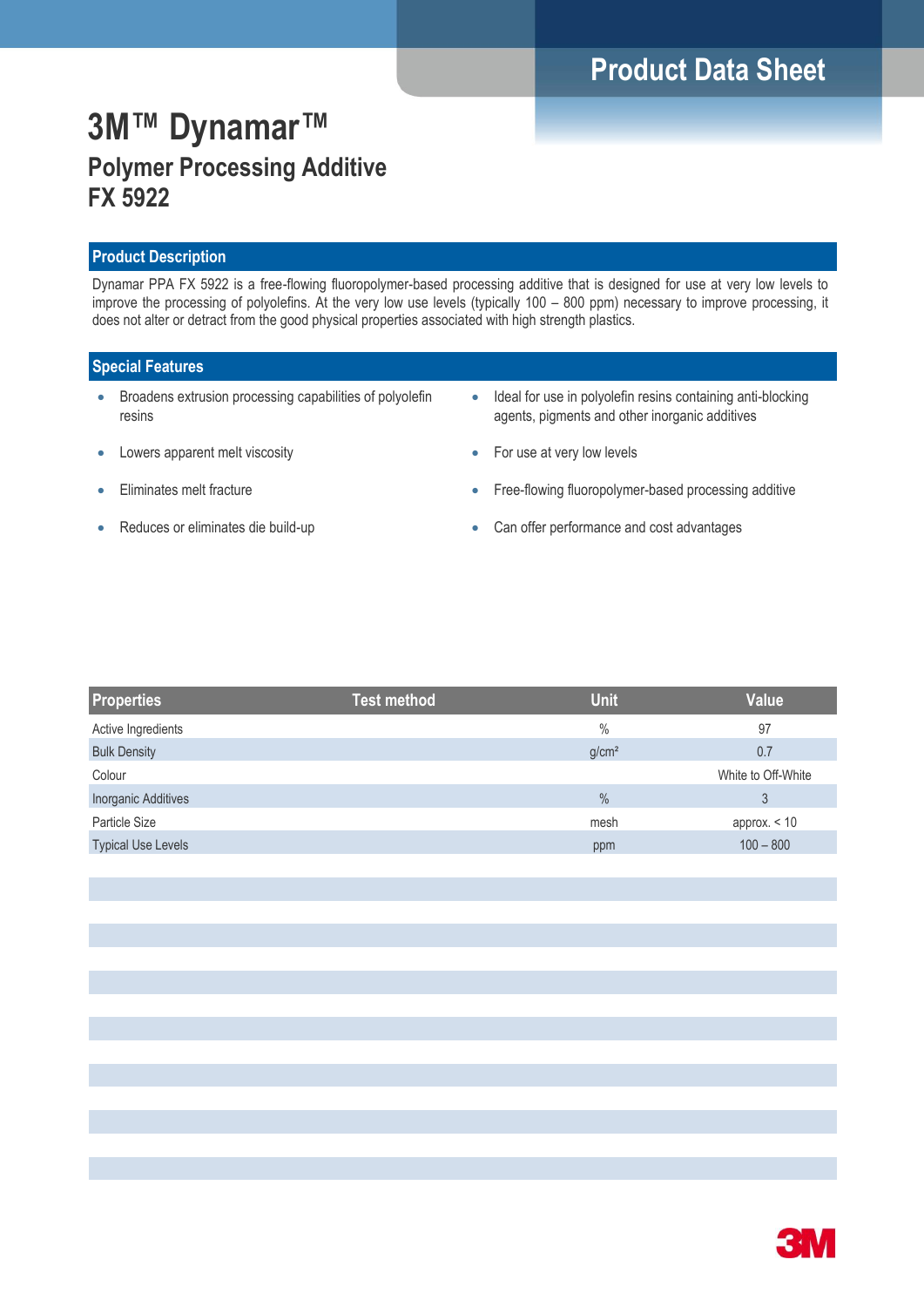# 3M™ Dynamar™

## Polymer Processing Additive FX 5922

### Product Description

Dynamar PPA FX 5922 is a free-flowing fluoropolymer-based processing additive that is designed for use at very low levels to improve the processing of polyolefins. At the very low use levels (typically 100 – 800 ppm) necessary to improve processing, it does not alter or detract from the good physical properties associated with high strength plastics.

### Special Features

- Broadens extrusion processing capabilities of polyolefin resins
- Lowers apparent melt viscosity
- Eliminates melt fracture
- Reduces or eliminates die build-up
- Ideal for use in polyolefin resins containing anti-blocking agents, pigments and other inorganic additives
- For use at very low levels
- Free-flowing fluoropolymer-based processing additive
- Can offer performance and cost advantages

| Properties | Test method | Unit | Value |
|---|---|---|---|
| Active Ingredients | | % | 97 |
| Bulk Density | | g/cm² | 0.7 |
| Colour | | | White to Off-White |
| Inorganic Additives | | % | 3 |
| Particle Size | | mesh | approx. < 10 |
| Typical Use Levels | | ppm | 100 – 800 |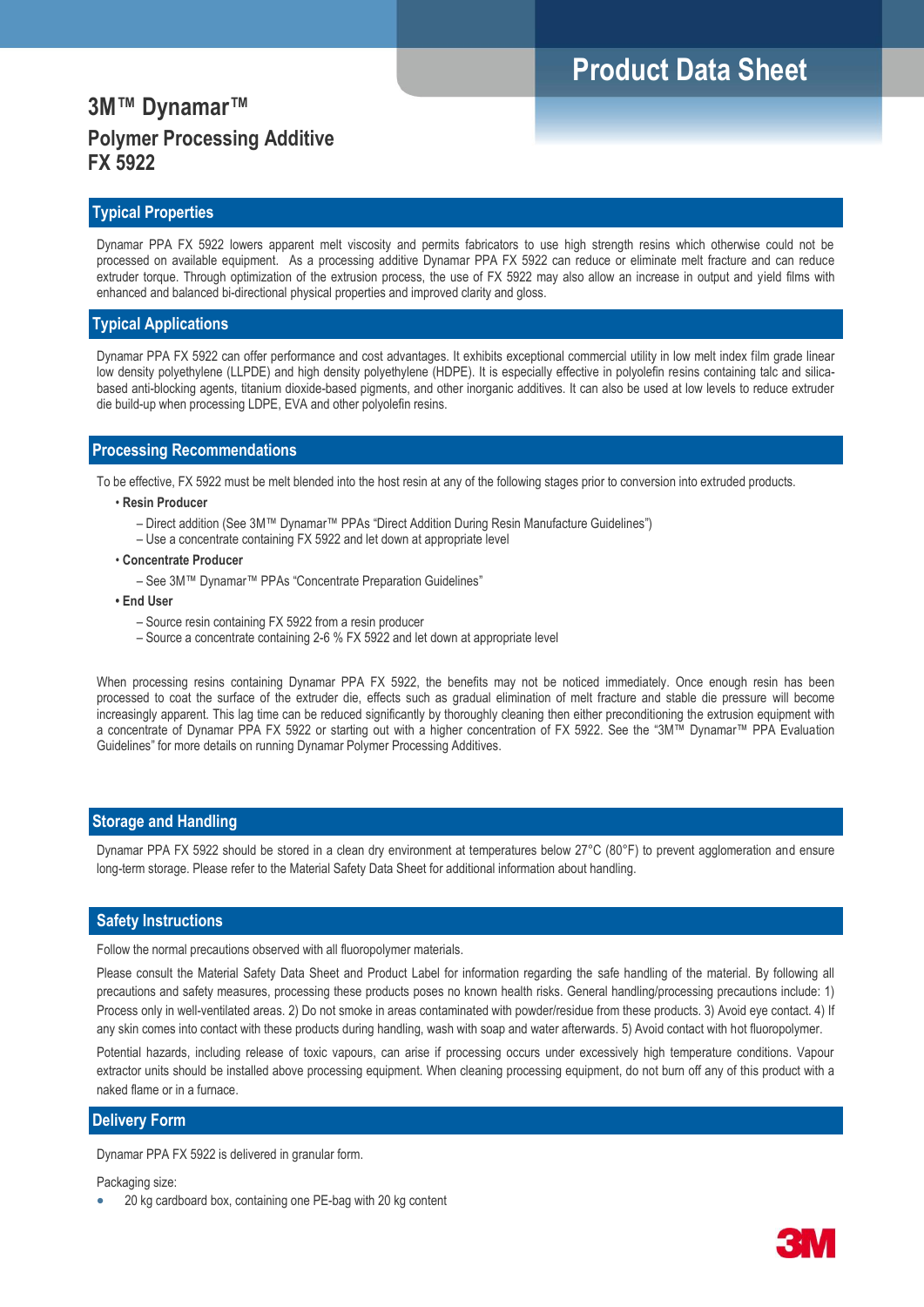# Product Data Sheet

## 3M™ Dynamar™

### Polymer Processing Additive FX 5922

## Typical Properties

Dynamar PPA FX 5922 lowers apparent melt viscosity and permits fabricators to use high strength resins which otherwise could not be processed on available equipment. As a processing additive Dynamar PPA FX 5922 can reduce or eliminate melt fracture and can reduce extruder torque. Through optimization of the extrusion process, the use of FX 5922 may also allow an increase in output and yield films with enhanced and balanced bi-directional physical properties and improved clarity and gloss.

## Typical Applications

Dynamar PPA FX 5922 can offer performance and cost advantages. It exhibits exceptional commercial utility in low melt index film grade linear low density polyethylene (LLPDE) and high density polyethylene (HDPE). It is especially effective in polyolefin resins containing talc and silica-based anti-blocking agents, titanium dioxide-based pigments, and other inorganic additives. It can also be used at low levels to reduce extruder die build-up when processing LDPE, EVA and other polyolefin resins.

## Processing Recommendations

To be effective, FX 5922 must be melt blended into the host resin at any of the following stages prior to conversion into extruded products.

- **Resin Producer**
  - Direct addition (See 3M™ Dynamar™ PPAs "Direct Addition During Resin Manufacture Guidelines")
  - Use a concentrate containing FX 5922 and let down at appropriate level
- **Concentrate Producer**
  - See 3M™ Dynamar™ PPAs "Concentrate Preparation Guidelines"
- **End User**
  - Source resin containing FX 5922 from a resin producer
  - Source a concentrate containing 2-6 % FX 5922 and let down at appropriate level

When processing resins containing Dynamar PPA FX 5922, the benefits may not be noticed immediately. Once enough resin has been processed to coat the surface of the extruder die, effects such as gradual elimination of melt fracture and stable die pressure will become increasingly apparent. This lag time can be reduced significantly by thoroughly cleaning then either preconditioning the extrusion equipment with a concentrate of Dynamar PPA FX 5922 or starting out with a higher concentration of FX 5922. See the "3M™ Dynamar™ PPA Evaluation Guidelines" for more details on running Dynamar Polymer Processing Additives.

## Storage and Handling

Dynamar PPA FX 5922 should be stored in a clean dry environment at temperatures below 27°C (80°F) to prevent agglomeration and ensure long-term storage. Please refer to the Material Safety Data Sheet for additional information about handling.

## Safety Instructions

Follow the normal precautions observed with all fluoropolymer materials.

Please consult the Material Safety Data Sheet and Product Label for information regarding the safe handling of the material. By following all precautions and safety measures, processing these products poses no known health risks. General handling/processing precautions include: 1) Process only in well-ventilated areas. 2) Do not smoke in areas contaminated with powder/residue from these products. 3) Avoid eye contact. 4) If any skin comes into contact with these products during handling, wash with soap and water afterwards. 5) Avoid contact with hot fluoropolymer.

Potential hazards, including release of toxic vapours, can arise if processing occurs under excessively high temperature conditions. Vapour extractor units should be installed above processing equipment. When cleaning processing equipment, do not burn off any of this product with a naked flame or in a furnace.

## Delivery Form

Dynamar PPA FX 5922 is delivered in granular form.

Packaging size:

- 20 kg cardboard box, containing one PE-bag with 20 kg content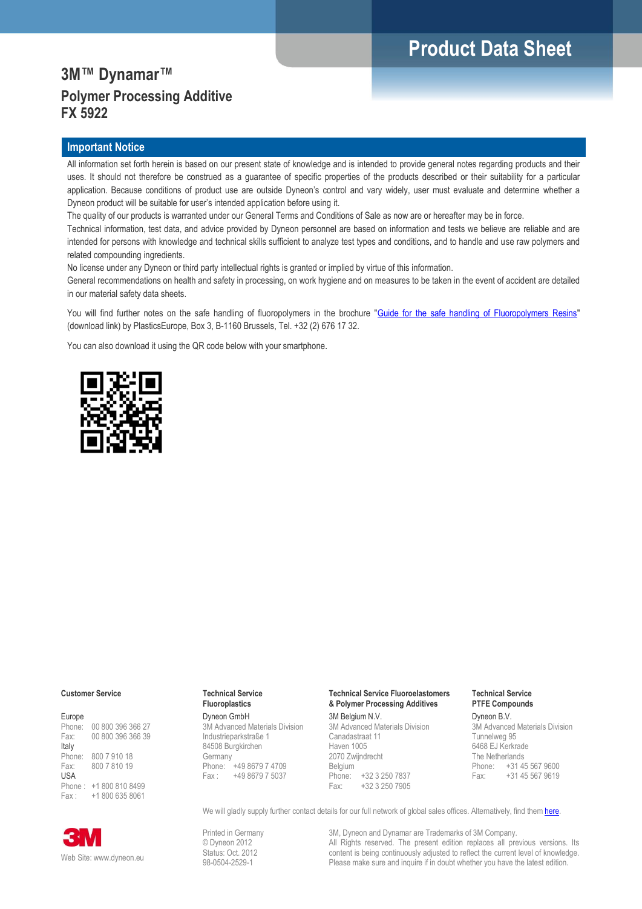# Product Data Sheet

## 3M™ Dynamar™

### Polymer Processing Additive FX 5922

## Important Notice

All information set forth herein is based on our present state of knowledge and is intended to provide general notes regarding products and their uses. It should not therefore be construed as a guarantee of specific properties of the products described or their suitability for a particular application. Because conditions of product use are outside Dyneon's control and vary widely, user must evaluate and determine whether a Dyneon product will be suitable for user's intended application before using it.

The quality of our products is warranted under our General Terms and Conditions of Sale as now are or hereafter may be in force.

Technical information, test data, and advice provided by Dyneon personnel are based on information and tests we believe are reliable and are intended for persons with knowledge and technical skills sufficient to analyze test types and conditions, and to handle and use raw polymers and related compounding ingredients.

No license under any Dyneon or third party intellectual rights is granted or implied by virtue of this information.

General recommendations on health and safety in processing, on work hygiene and on measures to be taken in the event of accident are detailed in our material safety data sheets.

You will find further notes on the safe handling of fluoropolymers in the brochure "Guide for the safe handling of Fluoropolymers Resins" (download link) by PlasticsEurope, Box 3, B-1160 Brussels, Tel. +32 (2) 676 17 32.

You can also download it using the QR code below with your smartphone.

**Customer Service**

Europe
Phone: 00 800 396 366 27
Fax: 00 800 396 366 39
Italy
Phone: 800 7 910 18
Fax: 800 7 810 19
USA
Phone : +1 800 810 8499
Fax : +1 800 635 8061

**Technical Service Fluoroplastics**

Dyneon GmbH
3M Advanced Materials Division
Industrieparkstraße 1
84508 Burgkirchen
Germany
Phone: +49 8679 7 4709
Fax : +49 8679 7 5037

**Technical Service Fluoroelastomers & Polymer Processing Additives**

3M Belgium N.V.
3M Advanced Materials Division
Canadastraat 11
Haven 1005
2070 Zwijndrecht
Belgium
Phone: +32 3 250 7837
Fax: +32 3 250 7905

**Technical Service PTFE Compounds**

Dyneon B.V.
3M Advanced Materials Division
Tunnelweg 95
6468 EJ Kerkrade
The Netherlands
Phone: +31 45 567 9600
Fax: +31 45 567 9619

We will gladly supply further contact details for our full network of global sales offices. Alternatively, find them here.

Web Site: www.dyneon.eu

Printed in Germany
© Dyneon 2012
Status: Oct. 2012
98-0504-2529-1

3M, Dyneon and Dynamar are Trademarks of 3M Company.
All Rights reserved. The present edition replaces all previous versions. Its content is being continuously adjusted to reflect the current level of knowledge. Please make sure and inquire if in doubt whether you have the latest edition.